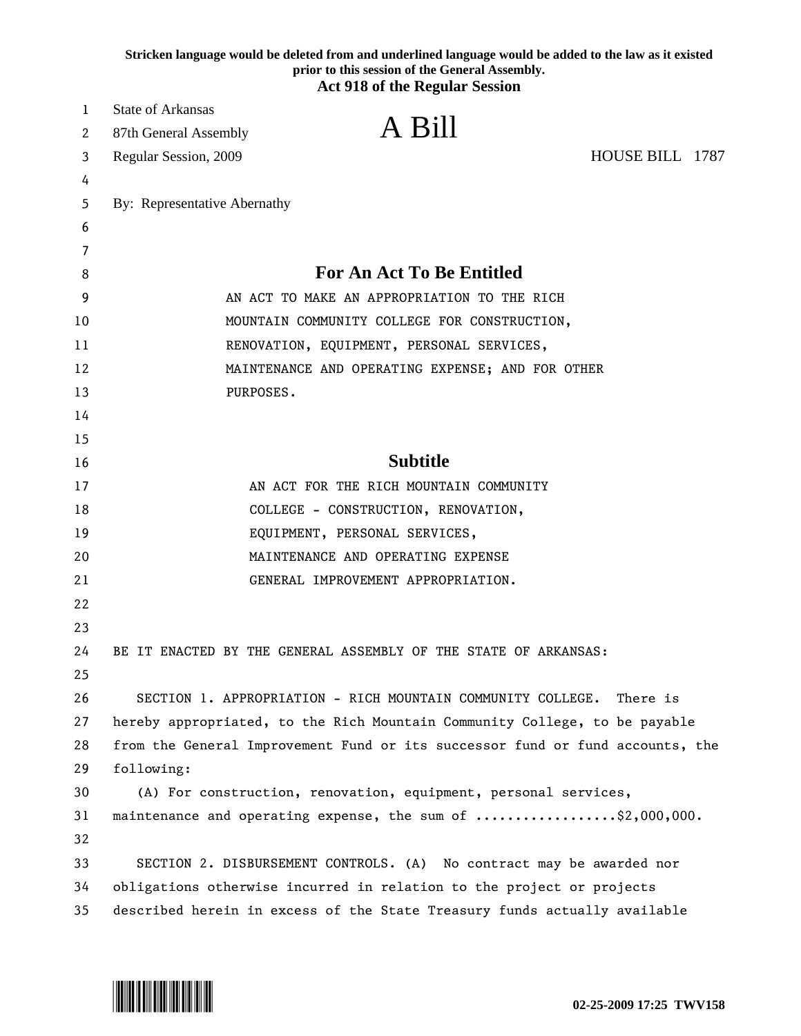Stricken language would be deleted from and underlined language would be added to the law as it existed prior to this session of the General Assembly.

**Act 918 of the Regular Session**

State of Arkansas
87th General Assembly
Regular Session, 2009

# A Bill

HOUSE BILL 1787

By: Representative Abernathy

## For An Act To Be Entitled

AN ACT TO MAKE AN APPROPRIATION TO THE RICH MOUNTAIN COMMUNITY COLLEGE FOR CONSTRUCTION, RENOVATION, EQUIPMENT, PERSONAL SERVICES, MAINTENANCE AND OPERATING EXPENSE; AND FOR OTHER PURPOSES.

## Subtitle

AN ACT FOR THE RICH MOUNTAIN COMMUNITY COLLEGE - CONSTRUCTION, RENOVATION, EQUIPMENT, PERSONAL SERVICES, MAINTENANCE AND OPERATING EXPENSE GENERAL IMPROVEMENT APPROPRIATION.

BE IT ENACTED BY THE GENERAL ASSEMBLY OF THE STATE OF ARKANSAS:

SECTION 1. APPROPRIATION - RICH MOUNTAIN COMMUNITY COLLEGE. There is hereby appropriated, to the Rich Mountain Community College, to be payable from the General Improvement Fund or its successor fund or fund accounts, the following:

(A) For construction, renovation, equipment, personal services, maintenance and operating expense, the sum of ..................$2,000,000.

SECTION 2. DISBURSEMENT CONTROLS. (A) No contract may be awarded nor obligations otherwise incurred in relation to the project or projects described herein in excess of the State Treasury funds actually available

02-25-2009 17:25 TWV158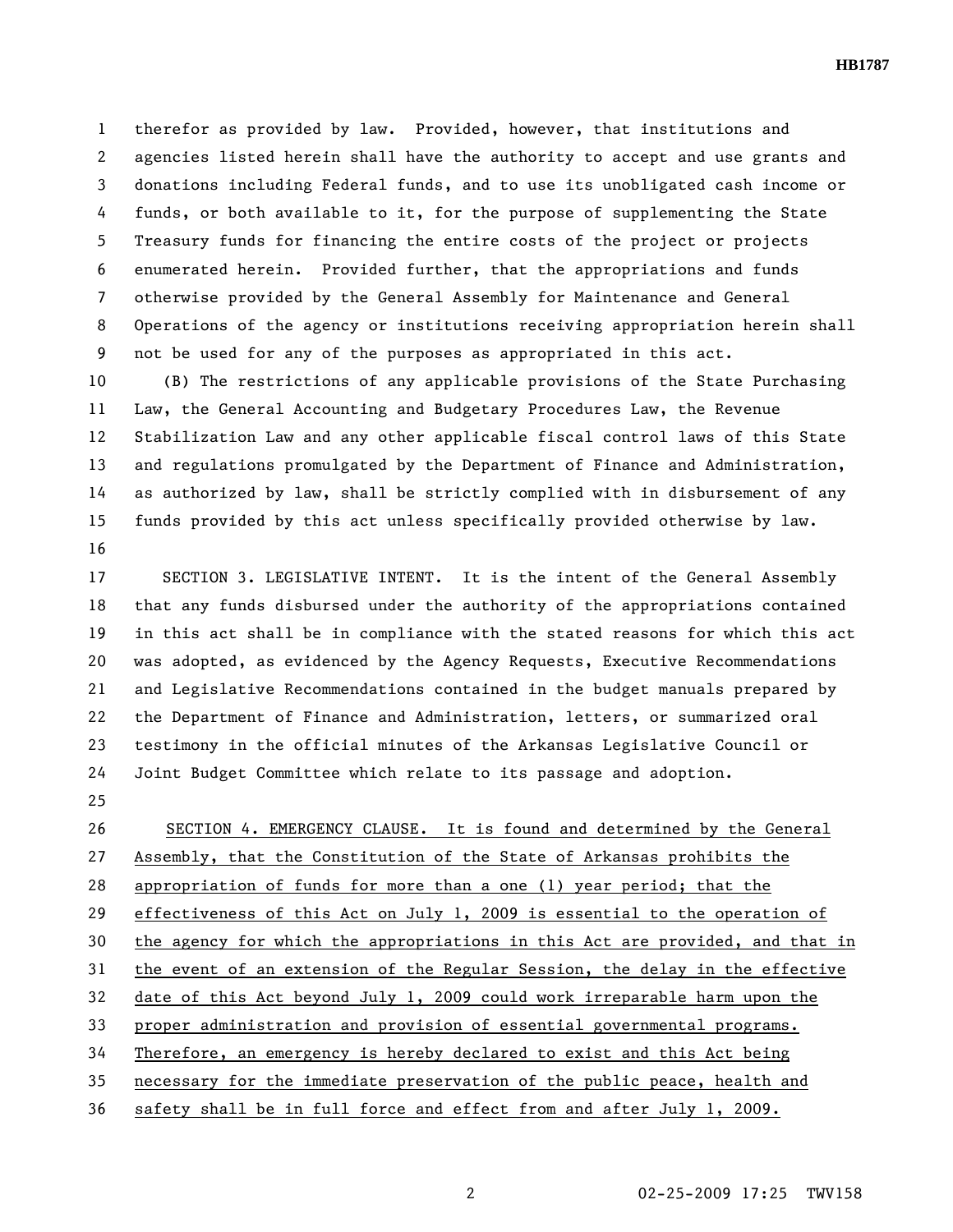therefor as provided by law. Provided, however, that institutions and agencies listed herein shall have the authority to accept and use grants and donations including Federal funds, and to use its unobligated cash income or funds, or both available to it, for the purpose of supplementing the State Treasury funds for financing the entire costs of the project or projects enumerated herein. Provided further, that the appropriations and funds otherwise provided by the General Assembly for Maintenance and General Operations of the agency or institutions receiving appropriation herein shall not be used for any of the purposes as appropriated in this act.

(B) The restrictions of any applicable provisions of the State Purchasing Law, the General Accounting and Budgetary Procedures Law, the Revenue Stabilization Law and any other applicable fiscal control laws of this State and regulations promulgated by the Department of Finance and Administration, as authorized by law, shall be strictly complied with in disbursement of any funds provided by this act unless specifically provided otherwise by law.

SECTION 3. LEGISLATIVE INTENT. It is the intent of the General Assembly that any funds disbursed under the authority of the appropriations contained in this act shall be in compliance with the stated reasons for which this act was adopted, as evidenced by the Agency Requests, Executive Recommendations and Legislative Recommendations contained in the budget manuals prepared by the Department of Finance and Administration, letters, or summarized oral testimony in the official minutes of the Arkansas Legislative Council or Joint Budget Committee which relate to its passage and adoption.

SECTION 4. EMERGENCY CLAUSE. It is found and determined by the General Assembly, that the Constitution of the State of Arkansas prohibits the appropriation of funds for more than a one (1) year period; that the effectiveness of this Act on July 1, 2009 is essential to the operation of the agency for which the appropriations in this Act are provided, and that in the event of an extension of the Regular Session, the delay in the effective date of this Act beyond July 1, 2009 could work irreparable harm upon the proper administration and provision of essential governmental programs. Therefore, an emergency is hereby declared to exist and this Act being necessary for the immediate preservation of the public peace, health and safety shall be in full force and effect from and after July 1, 2009.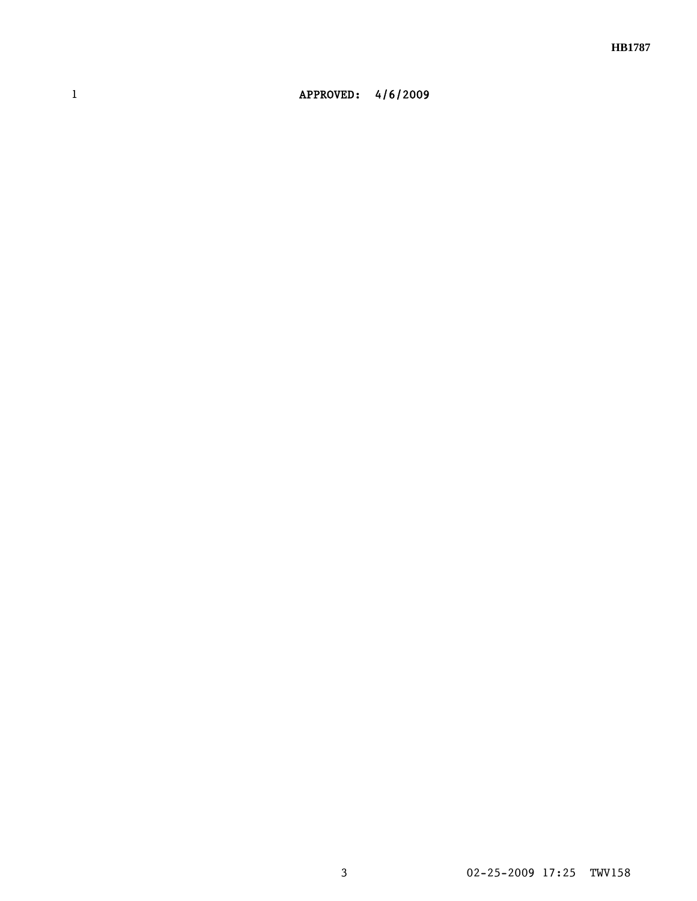APPROVED: 4/6/2009